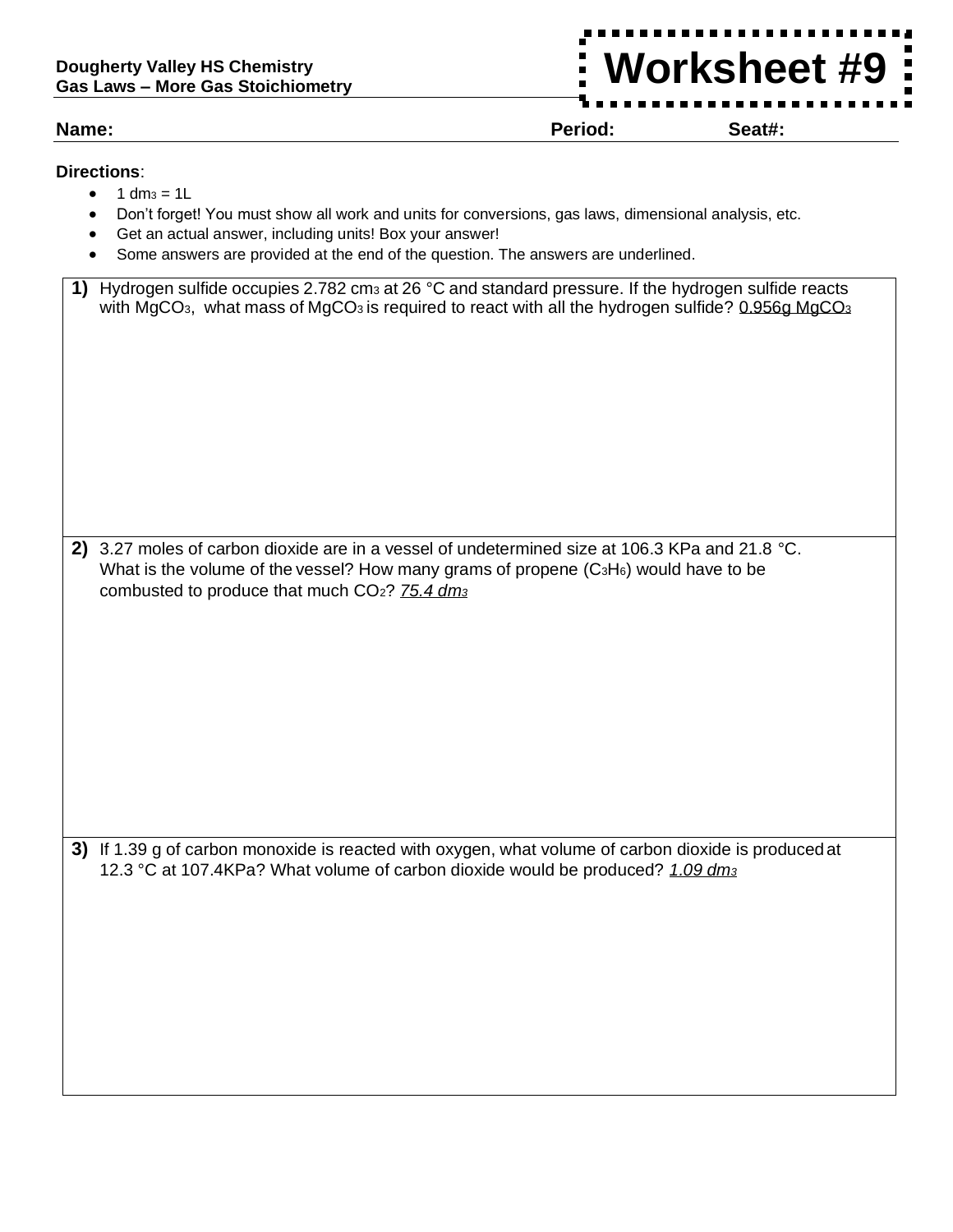**Dougherty Valley HS Chemistry**
**Gas Laws – More Gas Stoichiometry**

# Worksheet #9

**Name:** **Period:** **Seat#:**

**Directions**:

- 1 $dm^3$ = 1L
- Don't forget! You must show all work and units for conversions, gas laws, dimensional analysis, etc.
- Get an actual answer, including units! Box your answer!
- Some answers are provided at the end of the question. The answers are underlined.

**1)** Hydrogen sulfide occupies 2.782 $cm^3$ at 26 °C and standard pressure. If the hydrogen sulfide reacts with $MgCO_3$, what mass of $MgCO_3$ is required to react with all the hydrogen sulfide? <u>0.956g $MgCO_3$</u>

**2)** 3.27 moles of carbon dioxide are in a vessel of undetermined size at 106.3 KPa and 21.8 °C. What is the volume of the vessel? How many grams of propene ($C_3H_6$) would have to be combusted to produce that much $CO_2$? <u>*75.4 $dm^3$*</u>

**3)** If 1.39 g of carbon monoxide is reacted with oxygen, what volume of carbon dioxide is produced at 12.3 °C at 107.4KPa? What volume of carbon dioxide would be produced? <u>*1.09 $dm^3$*</u>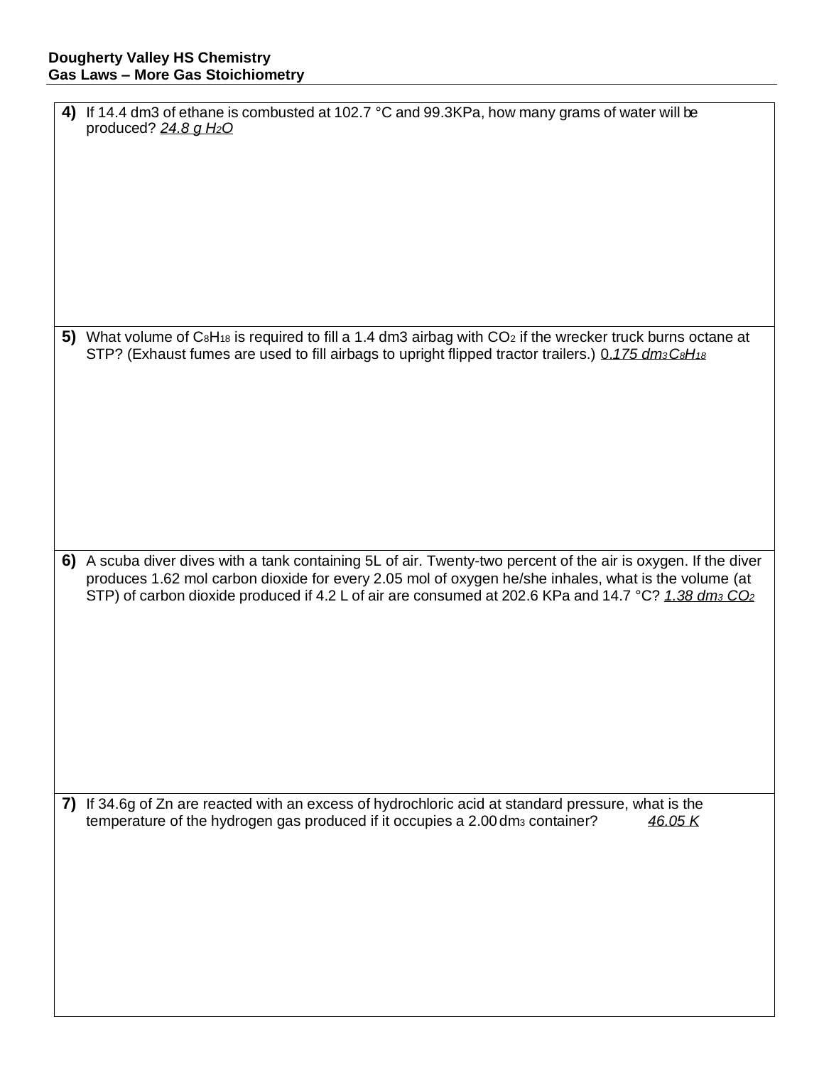**Dougherty Valley HS Chemistry**
**Gas Laws – More Gas Stoichiometry**

**4)** If 14.4 dm3 of ethane is combusted at 102.7 °C and 99.3KPa, how many grams of water will be produced? *24.8 g $H_2O$*

**5)** What volume of $C_8H_{18}$ is required to fill a 1.4 dm3 airbag with $CO_2$ if the wrecker truck burns octane at STP? (Exhaust fumes are used to fill airbags to upright flipped tractor trailers.) *0.175 $dm^3$ $C_8H_{18}$*

**6)** A scuba diver dives with a tank containing 5L of air. Twenty-two percent of the air is oxygen. If the diver produces 1.62 mol carbon dioxide for every 2.05 mol of oxygen he/she inhales, what is the volume (at STP) of carbon dioxide produced if 4.2 L of air are consumed at 202.6 KPa and 14.7 °C? *1.38 $dm^3$ $CO_2$*

**7)** If 34.6g of Zn are reacted with an excess of hydrochloric acid at standard pressure, what is the temperature of the hydrogen gas produced if it occupies a 2.00 $dm^3$ container? *46.05 K*